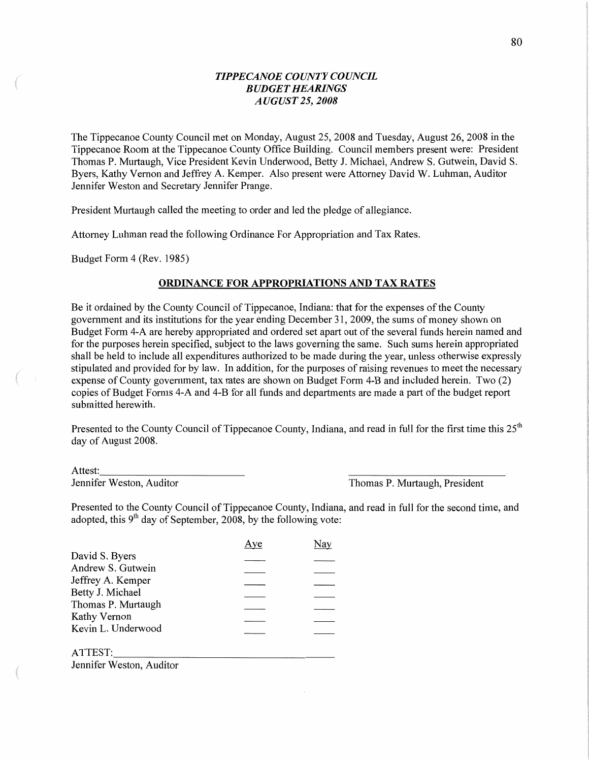# *TIPPECANOE COUNTY COUNCIL*
## *BUDGET HEARINGS*
### *AUGUST 25, 2008*

The Tippecanoe County Council met on Monday, August 25, 2008 and Tuesday, August 26, 2008 in the Tippecanoe Room at the Tippecanoe County Office Building. Council members present were: President Thomas P. Murtaugh, Vice President Kevin Underwood, Betty J. Michael, Andrew S. Gutwein, David S. Byers, Kathy Vernon and Jeffrey A. Kemper. Also present were Attorney David W. Luhman, Auditor Jennifer Weston and Secretary Jennifer Prange.

President Murtaugh called the meeting to order and led the pledge of allegiance.

Attorney Luhman read the following Ordinance For Appropriation and Tax Rates.

Budget Form 4 (Rev. 1985)

**ORDINANCE FOR APPROPRIATIONS AND TAX RATES**

Be it ordained by the County Council of Tippecanoe, Indiana: that for the expenses of the County government and its institutions for the year ending December 31, 2009, the sums of money shown on Budget Form 4-A are hereby appropriated and ordered set apart out of the several funds herein named and for the purposes herein specified, subject to the laws governing the same. Such sums herein appropriated shall be held to include all expenditures authorized to be made during the year, unless otherwise expressly stipulated and provided for by law. In addition, for the purposes of raising revenues to meet the necessary expense of County government, tax rates are shown on Budget Form 4-B and included herein. Two (2) copies of Budget Forms 4-A and 4-B for all funds and departments are made a part of the budget report submitted herewith.

Presented to the County Council of Tippecanoe County, Indiana, and read in full for the first time this 25th day of August 2008.

Attest:____________________________ ____________________________
Jennifer Weston, Auditor Thomas P. Murtaugh, President

Presented to the County Council of Tippecanoe County, Indiana, and read in full for the second time, and adopted, this 9th day of September, 2008, by the following vote:

| | Aye | Nay |
|---|---|---|
| David S. Byers | ____ | ____ |
| Andrew S. Gutwein | ____ | ____ |
| Jeffrey A. Kemper | ____ | ____ |
| Betty J. Michael | ____ | ____ |
| Thomas P. Murtaugh | ____ | ____ |
| Kathy Vernon | ____ | ____ |
| Kevin L. Underwood | ____ | ____ |

ATTEST:____________________________________
Jennifer Weston, Auditor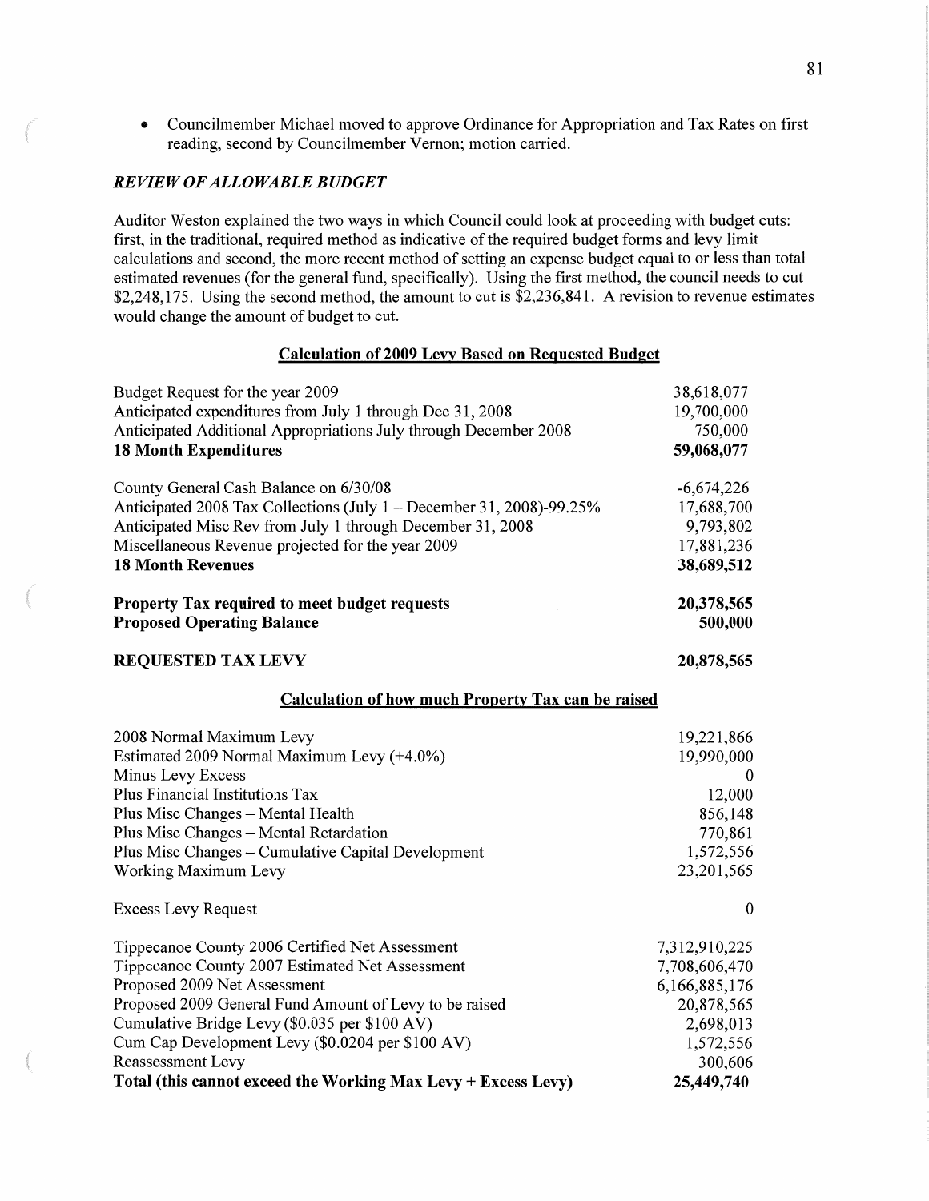- Councilmember Michael moved to approve Ordinance for Appropriation and Tax Rates on first reading, second by Councilmember Vernon; motion carried.

### *REVIEW OF ALLOWABLE BUDGET*

Auditor Weston explained the two ways in which Council could look at proceeding with budget cuts: first, in the traditional, required method as indicative of the required budget forms and levy limit calculations and second, the more recent method of setting an expense budget equal to or less than total estimated revenues (for the general fund, specifically). Using the first method, the council needs to cut $2,248,175. Using the second method, the amount to cut is $2,236,841. A revision to revenue estimates would change the amount of budget to cut.

**Calculation of 2009 Levy Based on Requested Budget**

| | |
|---|---|
| Budget Request for the year 2009 | 38,618,077 |
| Anticipated expenditures from July 1 through Dec 31, 2008 | 19,700,000 |
| Anticipated Additional Appropriations July through December 2008 | 750,000 |
| **18 Month Expenditures** | **59,068,077** |
| County General Cash Balance on 6/30/08 | -6,674,226 |
| Anticipated 2008 Tax Collections (July 1 – December 31, 2008)-99.25% | 17,688,700 |
| Anticipated Misc Rev from July 1 through December 31, 2008 | 9,793,802 |
| Miscellaneous Revenue projected for the year 2009 | 17,881,236 |
| **18 Month Revenues** | **38,689,512** |
| **Property Tax required to meet budget requests** | **20,378,565** |
| **Proposed Operating Balance** | **500,000** |
| **REQUESTED TAX LEVY** | **20,878,565** |

**Calculation of how much Property Tax can be raised**

| | |
|---|---|
| 2008 Normal Maximum Levy | 19,221,866 |
| Estimated 2009 Normal Maximum Levy (+4.0%) | 19,990,000 |
| Minus Levy Excess | 0 |
| Plus Financial Institutions Tax | 12,000 |
| Plus Misc Changes – Mental Health | 856,148 |
| Plus Misc Changes – Mental Retardation | 770,861 |
| Plus Misc Changes – Cumulative Capital Development | 1,572,556 |
| Working Maximum Levy | 23,201,565 |
| Excess Levy Request | 0 |
| Tippecanoe County 2006 Certified Net Assessment | 7,312,910,225 |
| Tippecanoe County 2007 Estimated Net Assessment | 7,708,606,470 |
| Proposed 2009 Net Assessment | 6,166,885,176 |
| Proposed 2009 General Fund Amount of Levy to be raised | 20,878,565 |
| Cumulative Bridge Levy ($0.035 per $100 AV) | 2,698,013 |
| Cum Cap Development Levy ($0.0204 per $100 AV) | 1,572,556 |
| Reassessment Levy | 300,606 |
| **Total (this cannot exceed the Working Max Levy + Excess Levy)** | **25,449,740** |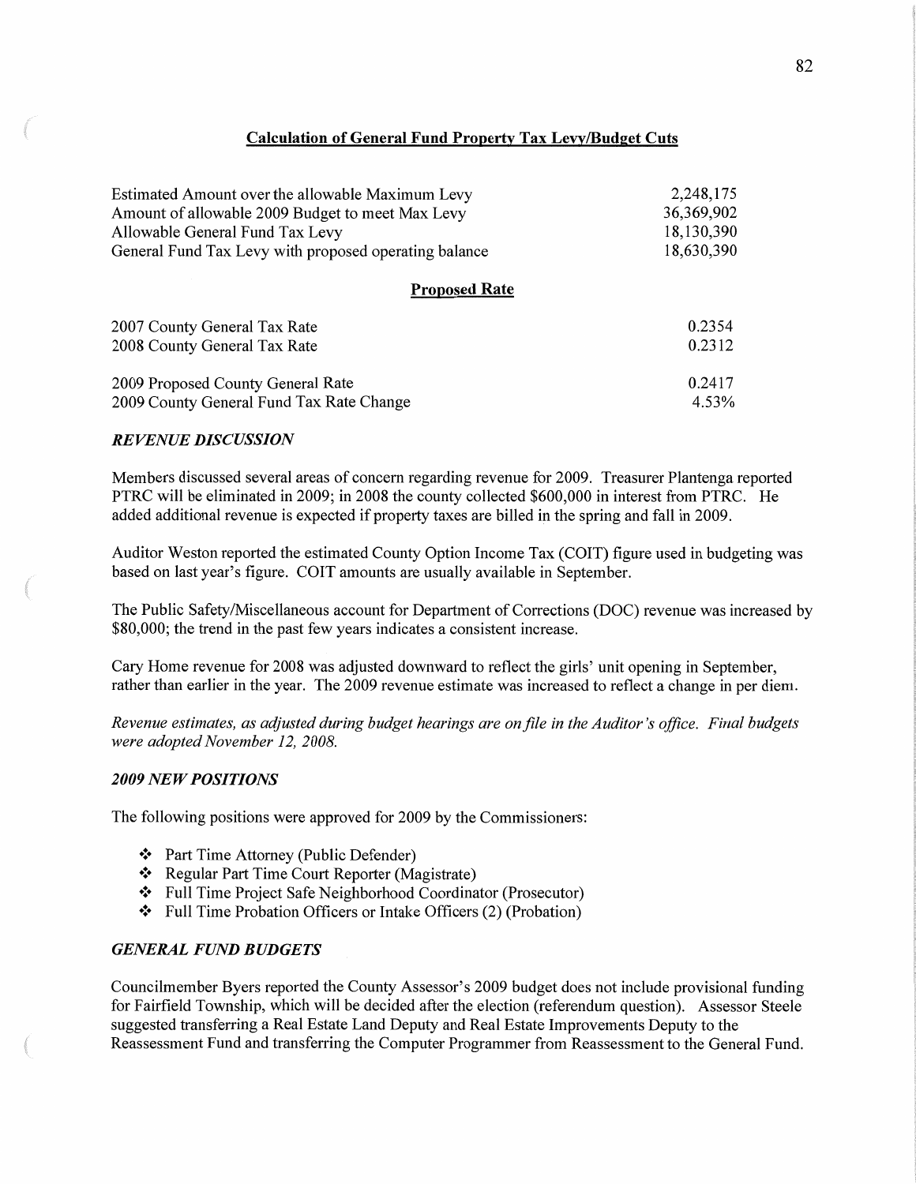## Calculation of General Fund Property Tax Levy/Budget Cuts

| | |
|---|---|
| Estimated Amount over the allowable Maximum Levy | 2,248,175 |
| Amount of allowable 2009 Budget to meet Max Levy | 36,369,902 |
| Allowable General Fund Tax Levy | 18,130,390 |
| General Fund Tax Levy with proposed operating balance | 18,630,390 |

### Proposed Rate

| | |
|---|---|
| 2007 County General Tax Rate | 0.2354 |
| 2008 County General Tax Rate | 0.2312 |
| 2009 Proposed County General Rate | 0.2417 |
| 2009 County General Fund Tax Rate Change | 4.53% |

### *REVENUE DISCUSSION*

Members discussed several areas of concern regarding revenue for 2009. Treasurer Plantenga reported PTRC will be eliminated in 2009; in 2008 the county collected $600,000 in interest from PTRC. He added additional revenue is expected if property taxes are billed in the spring and fall in 2009.

Auditor Weston reported the estimated County Option Income Tax (COIT) figure used in budgeting was based on last year's figure. COIT amounts are usually available in September.

The Public Safety/Miscellaneous account for Department of Corrections (DOC) revenue was increased by $80,000; the trend in the past few years indicates a consistent increase.

Cary Home revenue for 2008 was adjusted downward to reflect the girls' unit opening in September, rather than earlier in the year. The 2009 revenue estimate was increased to reflect a change in per diem.

*Revenue estimates, as adjusted during budget hearings are on file in the Auditor's office. Final budgets were adopted November 12, 2008.*

### *2009 NEW POSITIONS*

The following positions were approved for 2009 by the Commissioners:

- Part Time Attorney (Public Defender)
- Regular Part Time Court Reporter (Magistrate)
- Full Time Project Safe Neighborhood Coordinator (Prosecutor)
- Full Time Probation Officers or Intake Officers (2) (Probation)

### *GENERAL FUND BUDGETS*

Councilmember Byers reported the County Assessor's 2009 budget does not include provisional funding for Fairfield Township, which will be decided after the election (referendum question). Assessor Steele suggested transferring a Real Estate Land Deputy and Real Estate Improvements Deputy to the Reassessment Fund and transferring the Computer Programmer from Reassessment to the General Fund.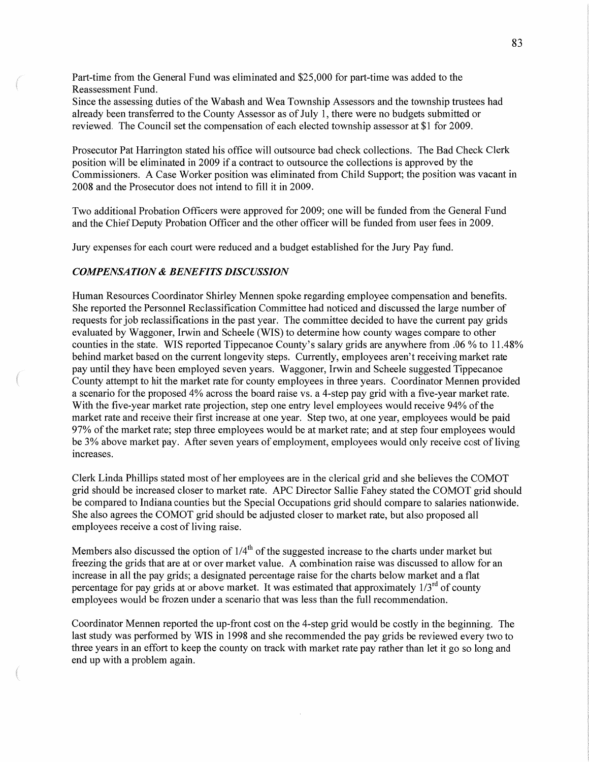Part-time from the General Fund was eliminated and $25,000 for part-time was added to the Reassessment Fund.

Since the assessing duties of the Wabash and Wea Township Assessors and the township trustees had already been transferred to the County Assessor as of July 1, there were no budgets submitted or reviewed. The Council set the compensation of each elected township assessor at $1 for 2009.

Prosecutor Pat Harrington stated his office will outsource bad check collections. The Bad Check Clerk position will be eliminated in 2009 if a contract to outsource the collections is approved by the Commissioners. A Case Worker position was eliminated from Child Support; the position was vacant in 2008 and the Prosecutor does not intend to fill it in 2009.

Two additional Probation Officers were approved for 2009; one will be funded from the General Fund and the Chief Deputy Probation Officer and the other officer will be funded from user fees in 2009.

Jury expenses for each court were reduced and a budget established for the Jury Pay fund.

### *COMPENSATION & BENEFITS DISCUSSION*

Human Resources Coordinator Shirley Mennen spoke regarding employee compensation and benefits. She reported the Personnel Reclassification Committee had noticed and discussed the large number of requests for job reclassifications in the past year. The committee decided to have the current pay grids evaluated by Waggoner, Irwin and Scheele (WIS) to determine how county wages compare to other counties in the state. WIS reported Tippecanoe County's salary grids are anywhere from .06 % to 11.48% behind market based on the current longevity steps. Currently, employees aren't receiving market rate pay until they have been employed seven years. Waggoner, Irwin and Scheele suggested Tippecanoe County attempt to hit the market rate for county employees in three years. Coordinator Mennen provided a scenario for the proposed 4% across the board raise vs. a 4-step pay grid with a five-year market rate. With the five-year market rate projection, step one entry level employees would receive 94% of the market rate and receive their first increase at one year. Step two, at one year, employees would be paid 97% of the market rate; step three employees would be at market rate; and at step four employees would be 3% above market pay. After seven years of employment, employees would only receive cost of living increases.

Clerk Linda Phillips stated most of her employees are in the clerical grid and she believes the COMOT grid should be increased closer to market rate. APC Director Sallie Fahey stated the COMOT grid should be compared to Indiana counties but the Special Occupations grid should compare to salaries nationwide. She also agrees the COMOT grid should be adjusted closer to market rate, but also proposed all employees receive a cost of living raise.

Members also discussed the option of 1/4th of the suggested increase to the charts under market but freezing the grids that are at or over market value. A combination raise was discussed to allow for an increase in all the pay grids; a designated percentage raise for the charts below market and a flat percentage for pay grids at or above market. It was estimated that approximately 1/3rd of county employees would be frozen under a scenario that was less than the full recommendation.

Coordinator Mennen reported the up-front cost on the 4-step grid would be costly in the beginning. The last study was performed by WIS in 1998 and she recommended the pay grids be reviewed every two to three years in an effort to keep the county on track with market rate pay rather than let it go so long and end up with a problem again.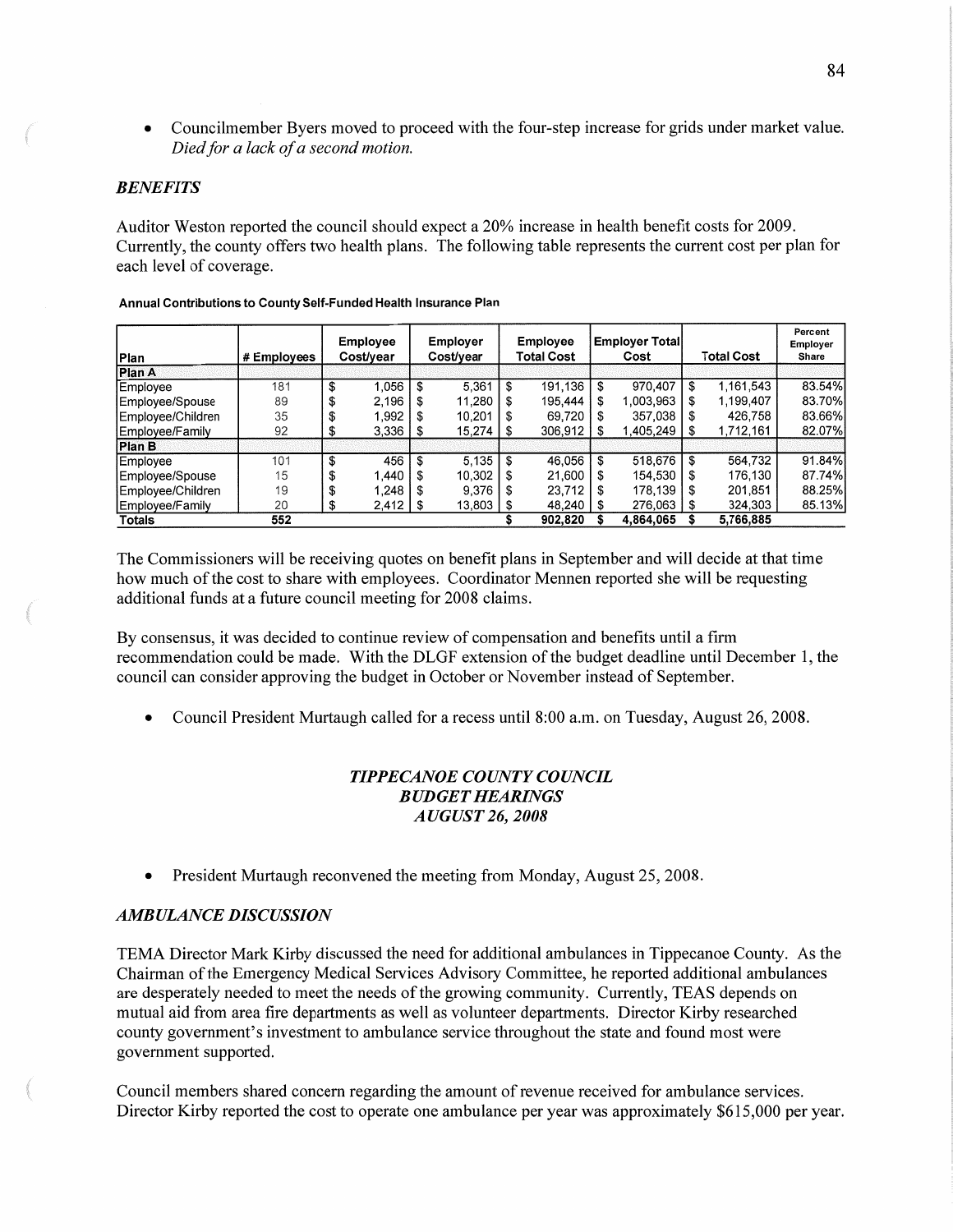- Councilmember Byers moved to proceed with the four-step increase for grids under market value. *Died for a lack of a second motion.*

### *BENEFITS*

Auditor Weston reported the council should expect a 20% increase in health benefit costs for 2009. Currently, the county offers two health plans. The following table represents the current cost per plan for each level of coverage.

**Annual Contributions to County Self-Funded Health Insurance Plan**

| Plan | # Employees | Employee Cost/year | Employer Cost/year | Employee Total Cost | Employer Total Cost | Total Cost | Percent Employer Share |
|---|---|---|---|---|---|---|---|
| **Plan A** | | | | | | | |
| Employee | 181 | $ 1,056 | $ 5,361 | $ 191,136 | $ 970,407 | $ 1,161,543 | 83.54% |
| Employee/Spouse | 89 | $ 2,196 | $ 11,280 | $ 195,444 | $ 1,003,963 | $ 1,199,407 | 83.70% |
| Employee/Children | 35 | $ 1,992 | $ 10,201 | $ 69,720 | $ 357,038 | $ 426,758 | 83.66% |
| Employee/Family | 92 | $ 3,336 | $ 15,274 | $ 306,912 | $ 1,405,249 | $ 1,712,161 | 82.07% |
| **Plan B** | | | | | | | |
| Employee | 101 | $ 456 | $ 5,135 | $ 46,056 | $ 518,676 | $ 564,732 | 91.84% |
| Employee/Spouse | 15 | $ 1,440 | $ 10,302 | $ 21,600 | $ 154,530 | $ 176,130 | 87.74% |
| Employee/Children | 19 | $ 1,248 | $ 9,376 | $ 23,712 | $ 178,139 | $ 201,851 | 88.25% |
| Employee/Family | 20 | $ 2,412 | $ 13,803 | $ 48,240 | $ 276,063 | $ 324,303 | 85.13% |
| **Totals** | **552** | | | **$ 902,820** | **$ 4,864,065** | **$ 5,766,885** | |

The Commissioners will be receiving quotes on benefit plans in September and will decide at that time how much of the cost to share with employees. Coordinator Mennen reported she will be requesting additional funds at a future council meeting for 2008 claims.

By consensus, it was decided to continue review of compensation and benefits until a firm recommendation could be made. With the DLGF extension of the budget deadline until December 1, the council can consider approving the budget in October or November instead of September.

- Council President Murtaugh called for a recess until 8:00 a.m. on Tuesday, August 26, 2008.

## *TIPPECANOE COUNTY COUNCIL*
## *BUDGET HEARINGS*
## *AUGUST 26, 2008*

- President Murtaugh reconvened the meeting from Monday, August 25, 2008.

### *AMBULANCE DISCUSSION*

TEMA Director Mark Kirby discussed the need for additional ambulances in Tippecanoe County. As the Chairman of the Emergency Medical Services Advisory Committee, he reported additional ambulances are desperately needed to meet the needs of the growing community. Currently, TEAS depends on mutual aid from area fire departments as well as volunteer departments. Director Kirby researched county government's investment to ambulance service throughout the state and found most were government supported.

Council members shared concern regarding the amount of revenue received for ambulance services. Director Kirby reported the cost to operate one ambulance per year was approximately $615,000 per year.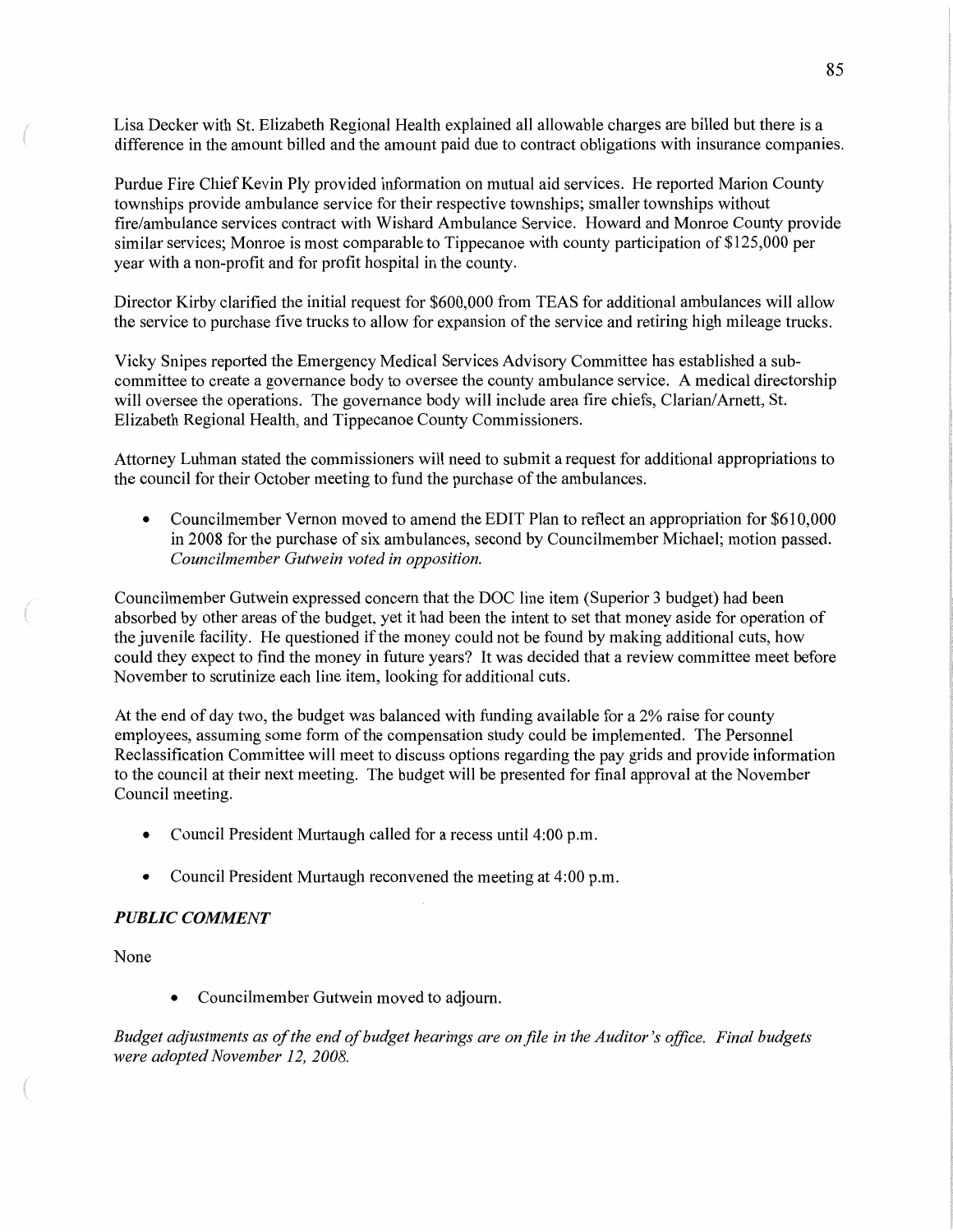Lisa Decker with St. Elizabeth Regional Health explained all allowable charges are billed but there is a difference in the amount billed and the amount paid due to contract obligations with insurance companies.

Purdue Fire Chief Kevin Ply provided information on mutual aid services. He reported Marion County townships provide ambulance service for their respective townships; smaller townships without fire/ambulance services contract with Wishard Ambulance Service. Howard and Monroe County provide similar services; Monroe is most comparable to Tippecanoe with county participation of $125,000 per year with a non-profit and for profit hospital in the county.

Director Kirby clarified the initial request for $600,000 from TEAS for additional ambulances will allow the service to purchase five trucks to allow for expansion of the service and retiring high mileage trucks.

Vicky Snipes reported the Emergency Medical Services Advisory Committee has established a sub-committee to create a governance body to oversee the county ambulance service. A medical directorship will oversee the operations. The governance body will include area fire chiefs, Clarian/Arnett, St. Elizabeth Regional Health, and Tippecanoe County Commissioners.

Attorney Luhman stated the commissioners will need to submit a request for additional appropriations to the council for their October meeting to fund the purchase of the ambulances.

- Councilmember Vernon moved to amend the EDIT Plan to reflect an appropriation for $610,000 in 2008 for the purchase of six ambulances, second by Councilmember Michael; motion passed. *Councilmember Gutwein voted in opposition.*

Councilmember Gutwein expressed concern that the DOC line item (Superior 3 budget) had been absorbed by other areas of the budget, yet it had been the intent to set that money aside for operation of the juvenile facility. He questioned if the money could not be found by making additional cuts, how could they expect to find the money in future years? It was decided that a review committee meet before November to scrutinize each line item, looking for additional cuts.

At the end of day two, the budget was balanced with funding available for a 2% raise for county employees, assuming some form of the compensation study could be implemented. The Personnel Reclassification Committee will meet to discuss options regarding the pay grids and provide information to the council at their next meeting. The budget will be presented for final approval at the November Council meeting.

- Council President Murtaugh called for a recess until 4:00 p.m.
- Council President Murtaugh reconvened the meeting at 4:00 p.m.

### *PUBLIC COMMENT*

None

- Councilmember Gutwein moved to adjourn.

*Budget adjustments as of the end of budget hearings are on file in the Auditor's office. Final budgets were adopted November 12, 2008.*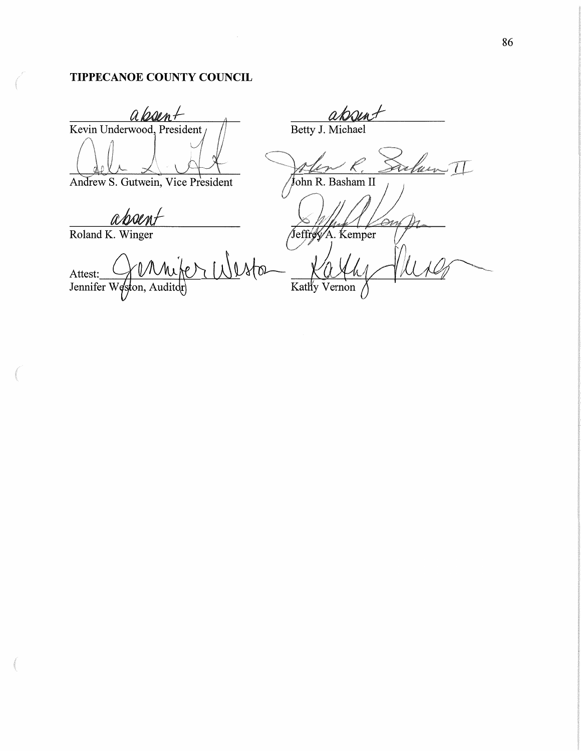**TIPPECANOE COUNTY COUNCIL**

| | |
|---|---|
| *absent*<br>Kevin Underwood, President | *absent*<br>Betty J. Michael |
| Andrew S. Gutwein, Vice President | John R. Basham II |
| *absent*<br>Roland K. Winger | Jeffrey A. Kemper |
| Attest: Jennifer Weston, Auditor | Kathy Vernon |